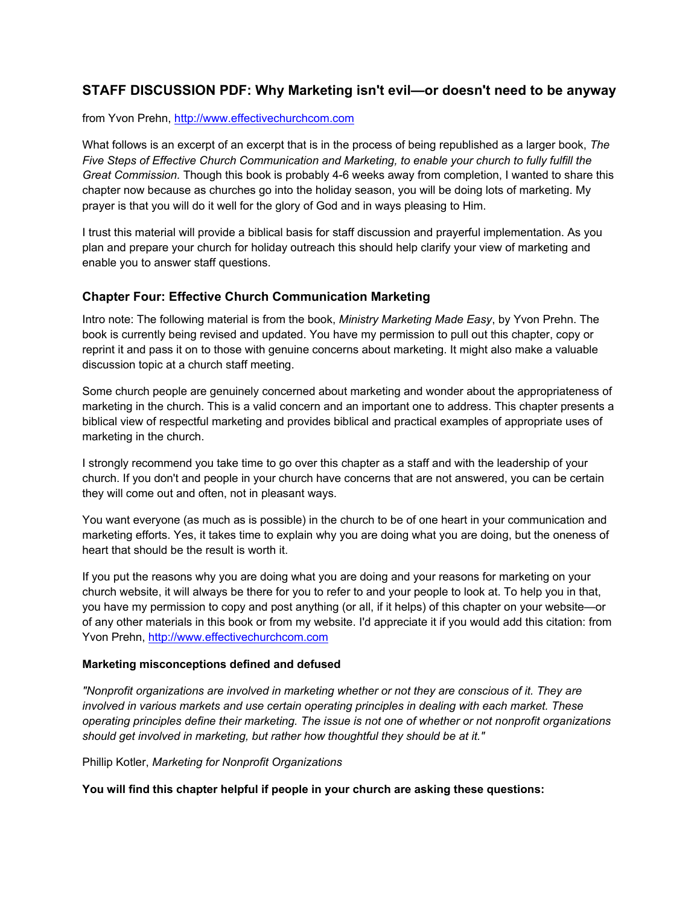## STAFF DISCUSSION PDF: Why Marketing isn't evil—or doesn't need to be anyway

from Yvon Prehn, http://www.effectivechurchcom.com

What follows is an excerpt of an excerpt that is in the process of being republished as a larger book, *The Five Steps of Effective Church Communication and Marketing, to enable your church to fully fulfill the Great Commission.* Though this book is probably 4-6 weeks away from completion, I wanted to share this chapter now because as churches go into the holiday season, you will be doing lots of marketing. My prayer is that you will do it well for the glory of God and in ways pleasing to Him.

I trust this material will provide a biblical basis for staff discussion and prayerful implementation. As you plan and prepare your church for holiday outreach this should help clarify your view of marketing and enable you to answer staff questions.

### Chapter Four: Effective Church Communication Marketing

Intro note: The following material is from the book, *Ministry Marketing Made Easy*, by Yvon Prehn. The book is currently being revised and updated. You have my permission to pull out this chapter, copy or reprint it and pass it on to those with genuine concerns about marketing. It might also make a valuable discussion topic at a church staff meeting.

Some church people are genuinely concerned about marketing and wonder about the appropriateness of marketing in the church. This is a valid concern and an important one to address. This chapter presents a biblical view of respectful marketing and provides biblical and practical examples of appropriate uses of marketing in the church.

I strongly recommend you take time to go over this chapter as a staff and with the leadership of your church. If you don't and people in your church have concerns that are not answered, you can be certain they will come out and often, not in pleasant ways.

You want everyone (as much as is possible) in the church to be of one heart in your communication and marketing efforts. Yes, it takes time to explain why you are doing what you are doing, but the oneness of heart that should be the result is worth it.

If you put the reasons why you are doing what you are doing and your reasons for marketing on your church website, it will always be there for you to refer to and your people to look at. To help you in that, you have my permission to copy and post anything (or all, if it helps) of this chapter on your website—or of any other materials in this book or from my website. I'd appreciate it if you would add this citation: from Yvon Prehn, http://www.effectivechurchcom.com

**Marketing misconceptions defined and defused**

*"Nonprofit organizations are involved in marketing whether or not they are conscious of it. They are involved in various markets and use certain operating principles in dealing with each market. These operating principles define their marketing. The issue is not one of whether or not nonprofit organizations should get involved in marketing, but rather how thoughtful they should be at it."*

Phillip Kotler, *Marketing for Nonprofit Organizations*

**You will find this chapter helpful if people in your church are asking these questions:**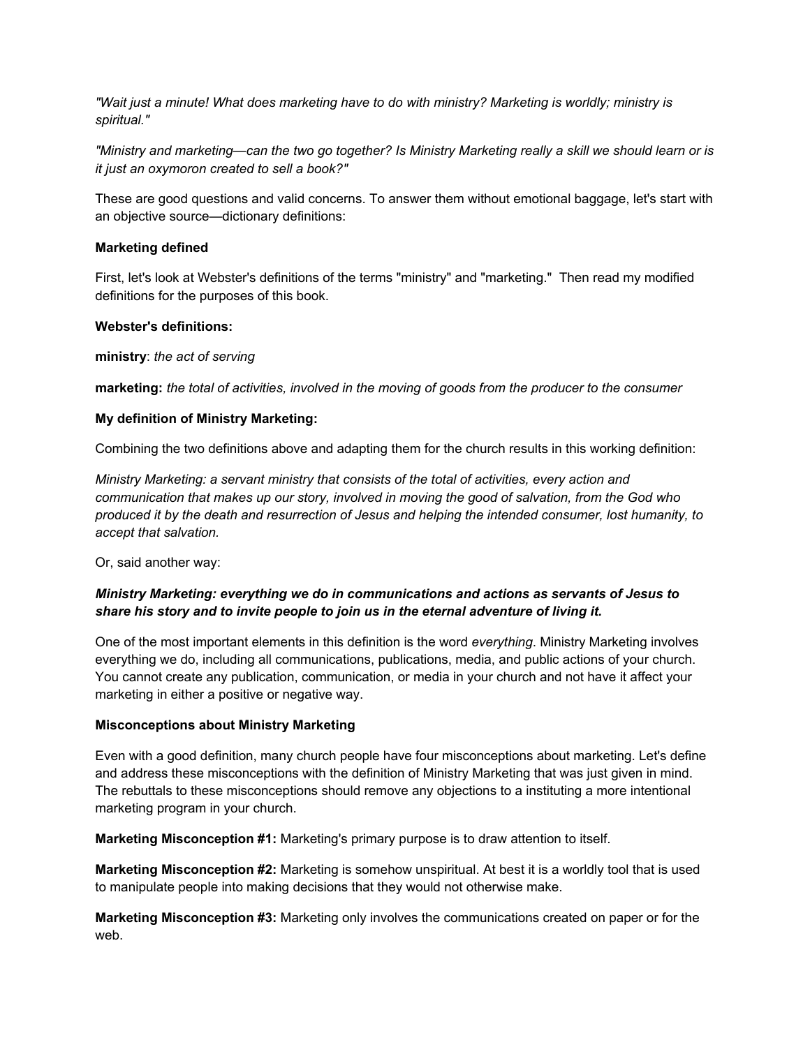*"Wait just a minute! What does marketing have to do with ministry? Marketing is worldly; ministry is spiritual."*

*"Ministry and marketing—can the two go together? Is Ministry Marketing really a skill we should learn or is it just an oxymoron created to sell a book?"*

These are good questions and valid concerns. To answer them without emotional baggage, let's start with an objective source—dictionary definitions:

**Marketing defined**

First, let's look at Webster's definitions of the terms "ministry" and "marketing." Then read my modified definitions for the purposes of this book.

**Webster's definitions:**

**ministry**: *the act of serving*

**marketing:** *the total of activities, involved in the moving of goods from the producer to the consumer*

**My definition of Ministry Marketing:**

Combining the two definitions above and adapting them for the church results in this working definition:

*Ministry Marketing: a servant ministry that consists of the total of activities, every action and communication that makes up our story, involved in moving the good of salvation, from the God who produced it by the death and resurrection of Jesus and helping the intended consumer, lost humanity, to accept that salvation.*

Or, said another way:

***Ministry Marketing: everything we do in communications and actions as servants of Jesus to share his story and to invite people to join us in the eternal adventure of living it.***

One of the most important elements in this definition is the word *everything*. Ministry Marketing involves everything we do, including all communications, publications, media, and public actions of your church. You cannot create any publication, communication, or media in your church and not have it affect your marketing in either a positive or negative way.

**Misconceptions about Ministry Marketing**

Even with a good definition, many church people have four misconceptions about marketing. Let's define and address these misconceptions with the definition of Ministry Marketing that was just given in mind. The rebuttals to these misconceptions should remove any objections to a instituting a more intentional marketing program in your church.

**Marketing Misconception #1:** Marketing's primary purpose is to draw attention to itself.

**Marketing Misconception #2:** Marketing is somehow unspiritual. At best it is a worldly tool that is used to manipulate people into making decisions that they would not otherwise make.

**Marketing Misconception #3:** Marketing only involves the communications created on paper or for the web.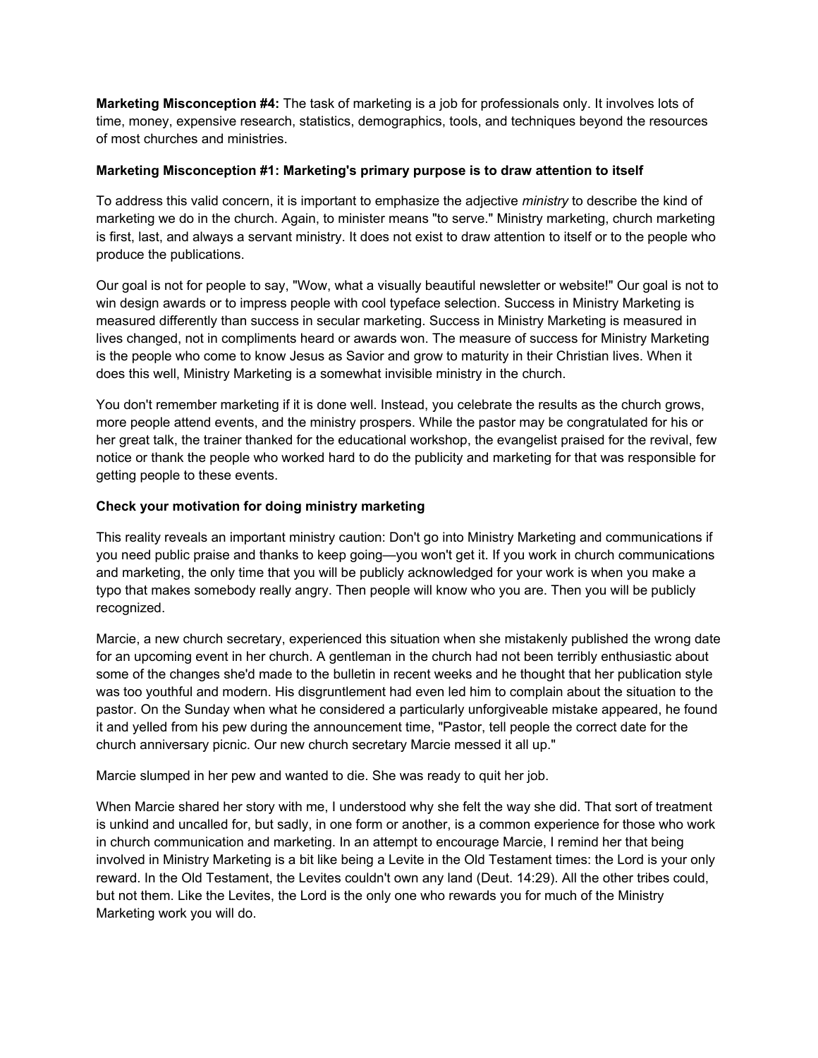**Marketing Misconception #4:** The task of marketing is a job for professionals only. It involves lots of time, money, expensive research, statistics, demographics, tools, and techniques beyond the resources of most churches and ministries.

**Marketing Misconception #1: Marketing's primary purpose is to draw attention to itself**

To address this valid concern, it is important to emphasize the adjective *ministry* to describe the kind of marketing we do in the church. Again, to minister means "to serve." Ministry marketing, church marketing is first, last, and always a servant ministry. It does not exist to draw attention to itself or to the people who produce the publications.

Our goal is not for people to say, "Wow, what a visually beautiful newsletter or website!" Our goal is not to win design awards or to impress people with cool typeface selection. Success in Ministry Marketing is measured differently than success in secular marketing. Success in Ministry Marketing is measured in lives changed, not in compliments heard or awards won. The measure of success for Ministry Marketing is the people who come to know Jesus as Savior and grow to maturity in their Christian lives. When it does this well, Ministry Marketing is a somewhat invisible ministry in the church.

You don't remember marketing if it is done well. Instead, you celebrate the results as the church grows, more people attend events, and the ministry prospers. While the pastor may be congratulated for his or her great talk, the trainer thanked for the educational workshop, the evangelist praised for the revival, few notice or thank the people who worked hard to do the publicity and marketing for that was responsible for getting people to these events.

**Check your motivation for doing ministry marketing**

This reality reveals an important ministry caution: Don't go into Ministry Marketing and communications if you need public praise and thanks to keep going—you won't get it. If you work in church communications and marketing, the only time that you will be publicly acknowledged for your work is when you make a typo that makes somebody really angry. Then people will know who you are. Then you will be publicly recognized.

Marcie, a new church secretary, experienced this situation when she mistakenly published the wrong date for an upcoming event in her church. A gentleman in the church had not been terribly enthusiastic about some of the changes she'd made to the bulletin in recent weeks and he thought that her publication style was too youthful and modern. His disgruntlement had even led him to complain about the situation to the pastor. On the Sunday when what he considered a particularly unforgiveable mistake appeared, he found it and yelled from his pew during the announcement time, "Pastor, tell people the correct date for the church anniversary picnic. Our new church secretary Marcie messed it all up."

Marcie slumped in her pew and wanted to die. She was ready to quit her job.

When Marcie shared her story with me, I understood why she felt the way she did. That sort of treatment is unkind and uncalled for, but sadly, in one form or another, is a common experience for those who work in church communication and marketing. In an attempt to encourage Marcie, I remind her that being involved in Ministry Marketing is a bit like being a Levite in the Old Testament times: the Lord is your only reward. In the Old Testament, the Levites couldn't own any land (Deut. 14:29). All the other tribes could, but not them. Like the Levites, the Lord is the only one who rewards you for much of the Ministry Marketing work you will do.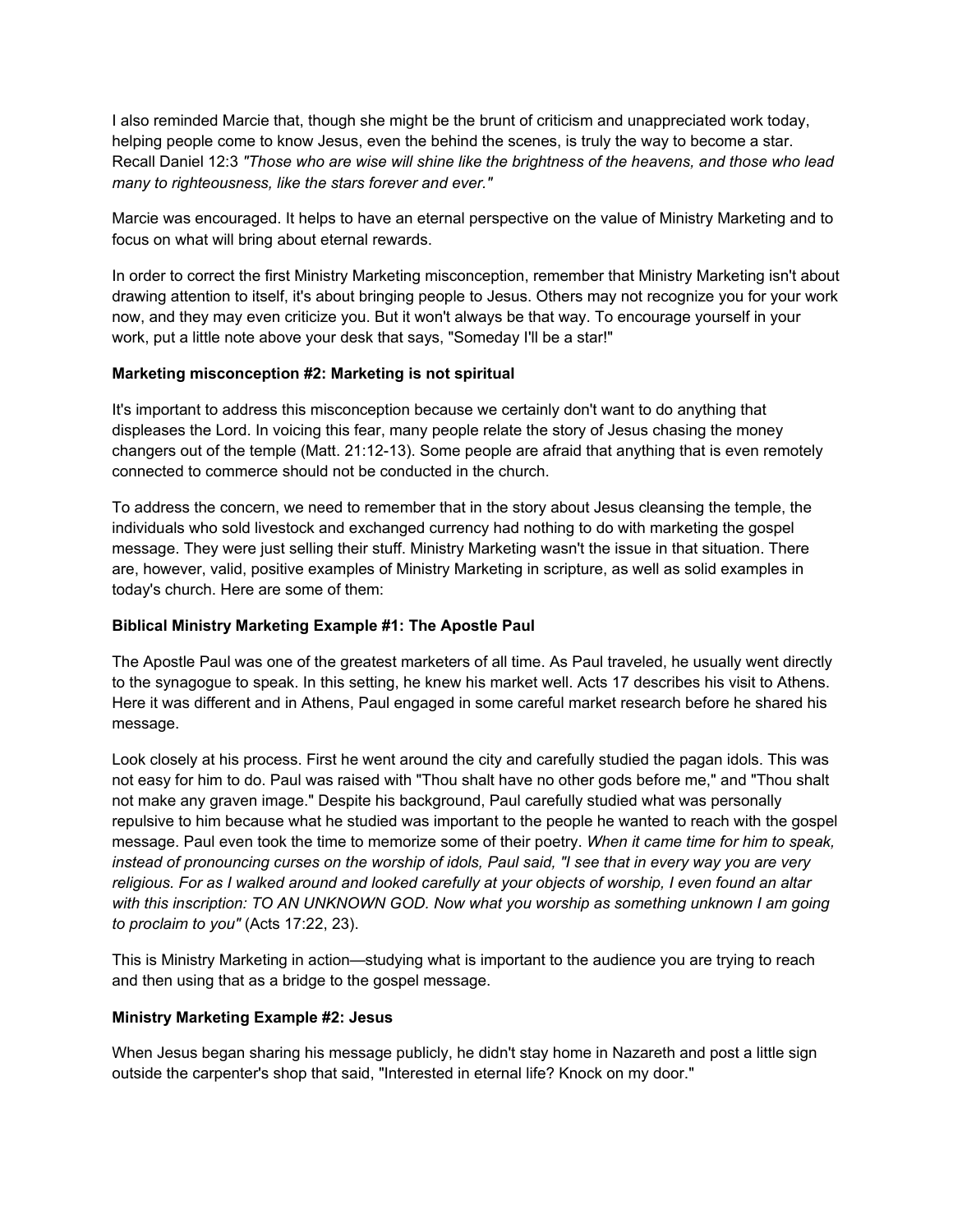I also reminded Marcie that, though she might be the brunt of criticism and unappreciated work today, helping people come to know Jesus, even the behind the scenes, is truly the way to become a star. Recall Daniel 12:3 *"Those who are wise will shine like the brightness of the heavens, and those who lead many to righteousness, like the stars forever and ever."*

Marcie was encouraged. It helps to have an eternal perspective on the value of Ministry Marketing and to focus on what will bring about eternal rewards.

In order to correct the first Ministry Marketing misconception, remember that Ministry Marketing isn't about drawing attention to itself, it's about bringing people to Jesus. Others may not recognize you for your work now, and they may even criticize you. But it won't always be that way. To encourage yourself in your work, put a little note above your desk that says, "Someday I'll be a star!"

**Marketing misconception #2: Marketing is not spiritual**

It's important to address this misconception because we certainly don't want to do anything that displeases the Lord. In voicing this fear, many people relate the story of Jesus chasing the money changers out of the temple (Matt. 21:12-13). Some people are afraid that anything that is even remotely connected to commerce should not be conducted in the church.

To address the concern, we need to remember that in the story about Jesus cleansing the temple, the individuals who sold livestock and exchanged currency had nothing to do with marketing the gospel message. They were just selling their stuff. Ministry Marketing wasn't the issue in that situation. There are, however, valid, positive examples of Ministry Marketing in scripture, as well as solid examples in today's church. Here are some of them:

**Biblical Ministry Marketing Example #1: The Apostle Paul**

The Apostle Paul was one of the greatest marketers of all time. As Paul traveled, he usually went directly to the synagogue to speak. In this setting, he knew his market well. Acts 17 describes his visit to Athens. Here it was different and in Athens, Paul engaged in some careful market research before he shared his message.

Look closely at his process. First he went around the city and carefully studied the pagan idols. This was not easy for him to do. Paul was raised with "Thou shalt have no other gods before me," and "Thou shalt not make any graven image." Despite his background, Paul carefully studied what was personally repulsive to him because what he studied was important to the people he wanted to reach with the gospel message. Paul even took the time to memorize some of their poetry. *When it came time for him to speak, instead of pronouncing curses on the worship of idols, Paul said, "I see that in every way you are very religious. For as I walked around and looked carefully at your objects of worship, I even found an altar with this inscription: TO AN UNKNOWN GOD. Now what you worship as something unknown I am going to proclaim to you"* (Acts 17:22, 23).

This is Ministry Marketing in action—studying what is important to the audience you are trying to reach and then using that as a bridge to the gospel message.

**Ministry Marketing Example #2: Jesus**

When Jesus began sharing his message publicly, he didn't stay home in Nazareth and post a little sign outside the carpenter's shop that said, "Interested in eternal life? Knock on my door."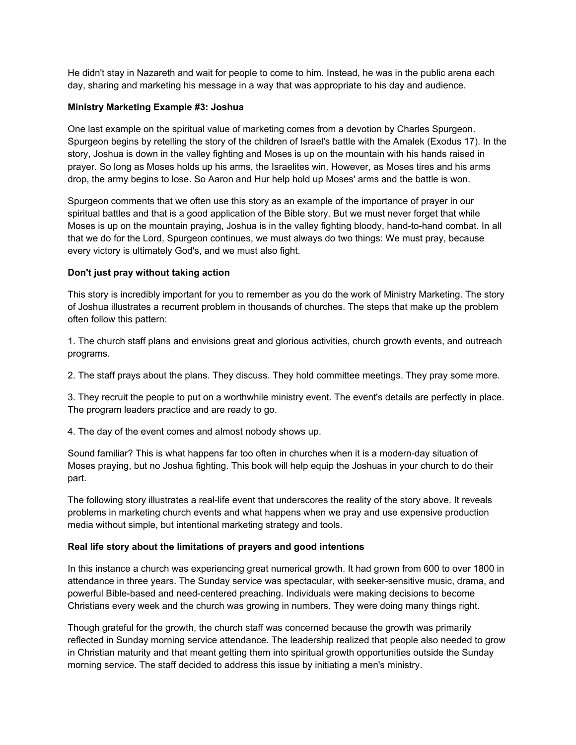He didn't stay in Nazareth and wait for people to come to him. Instead, he was in the public arena each day, sharing and marketing his message in a way that was appropriate to his day and audience.

**Ministry Marketing Example #3: Joshua**

One last example on the spiritual value of marketing comes from a devotion by Charles Spurgeon. Spurgeon begins by retelling the story of the children of Israel's battle with the Amalek (Exodus 17). In the story, Joshua is down in the valley fighting and Moses is up on the mountain with his hands raised in prayer. So long as Moses holds up his arms, the Israelites win. However, as Moses tires and his arms drop, the army begins to lose. So Aaron and Hur help hold up Moses' arms and the battle is won.

Spurgeon comments that we often use this story as an example of the importance of prayer in our spiritual battles and that is a good application of the Bible story. But we must never forget that while Moses is up on the mountain praying, Joshua is in the valley fighting bloody, hand-to-hand combat. In all that we do for the Lord, Spurgeon continues, we must always do two things: We must pray, because every victory is ultimately God's, and we must also fight.

**Don't just pray without taking action**

This story is incredibly important for you to remember as you do the work of Ministry Marketing. The story of Joshua illustrates a recurrent problem in thousands of churches. The steps that make up the problem often follow this pattern:

1. The church staff plans and envisions great and glorious activities, church growth events, and outreach programs.

2. The staff prays about the plans. They discuss. They hold committee meetings. They pray some more.

3. They recruit the people to put on a worthwhile ministry event. The event's details are perfectly in place. The program leaders practice and are ready to go.

4. The day of the event comes and almost nobody shows up.

Sound familiar? This is what happens far too often in churches when it is a modern-day situation of Moses praying, but no Joshua fighting. This book will help equip the Joshuas in your church to do their part.

The following story illustrates a real-life event that underscores the reality of the story above. It reveals problems in marketing church events and what happens when we pray and use expensive production media without simple, but intentional marketing strategy and tools.

**Real life story about the limitations of prayers and good intentions**

In this instance a church was experiencing great numerical growth. It had grown from 600 to over 1800 in attendance in three years. The Sunday service was spectacular, with seeker-sensitive music, drama, and powerful Bible-based and need-centered preaching. Individuals were making decisions to become Christians every week and the church was growing in numbers. They were doing many things right.

Though grateful for the growth, the church staff was concerned because the growth was primarily reflected in Sunday morning service attendance. The leadership realized that people also needed to grow in Christian maturity and that meant getting them into spiritual growth opportunities outside the Sunday morning service. The staff decided to address this issue by initiating a men's ministry.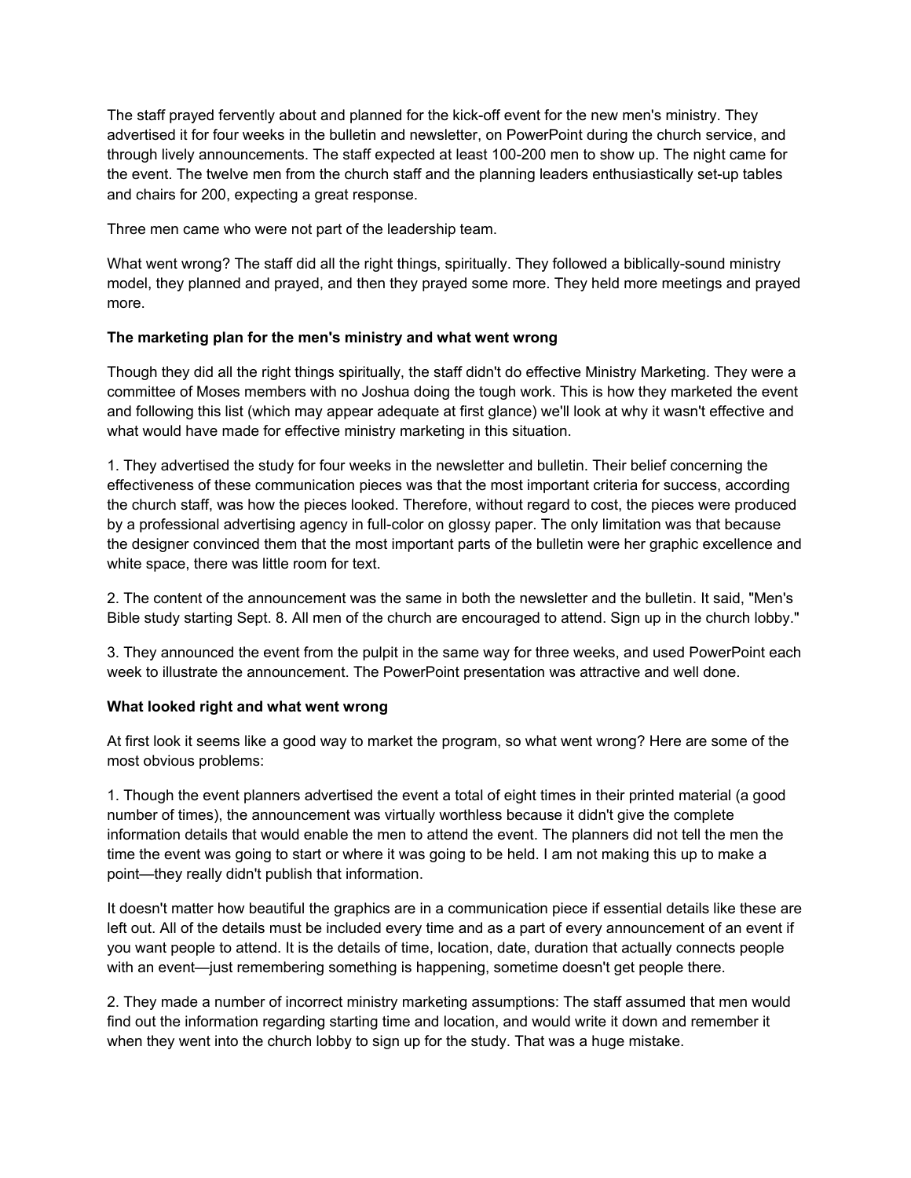The staff prayed fervently about and planned for the kick-off event for the new men's ministry. They advertised it for four weeks in the bulletin and newsletter, on PowerPoint during the church service, and through lively announcements. The staff expected at least 100-200 men to show up. The night came for the event. The twelve men from the church staff and the planning leaders enthusiastically set-up tables and chairs for 200, expecting a great response.

Three men came who were not part of the leadership team.

What went wrong? The staff did all the right things, spiritually. They followed a biblically-sound ministry model, they planned and prayed, and then they prayed some more. They held more meetings and prayed more.

**The marketing plan for the men's ministry and what went wrong**

Though they did all the right things spiritually, the staff didn't do effective Ministry Marketing. They were a committee of Moses members with no Joshua doing the tough work. This is how they marketed the event and following this list (which may appear adequate at first glance) we'll look at why it wasn't effective and what would have made for effective ministry marketing in this situation.

1. They advertised the study for four weeks in the newsletter and bulletin. Their belief concerning the effectiveness of these communication pieces was that the most important criteria for success, according the church staff, was how the pieces looked. Therefore, without regard to cost, the pieces were produced by a professional advertising agency in full-color on glossy paper. The only limitation was that because the designer convinced them that the most important parts of the bulletin were her graphic excellence and white space, there was little room for text.

2. The content of the announcement was the same in both the newsletter and the bulletin. It said, "Men's Bible study starting Sept. 8. All men of the church are encouraged to attend. Sign up in the church lobby."

3. They announced the event from the pulpit in the same way for three weeks, and used PowerPoint each week to illustrate the announcement. The PowerPoint presentation was attractive and well done.

**What looked right and what went wrong**

At first look it seems like a good way to market the program, so what went wrong? Here are some of the most obvious problems:

1. Though the event planners advertised the event a total of eight times in their printed material (a good number of times), the announcement was virtually worthless because it didn't give the complete information details that would enable the men to attend the event. The planners did not tell the men the time the event was going to start or where it was going to be held. I am not making this up to make a point—they really didn't publish that information.

It doesn't matter how beautiful the graphics are in a communication piece if essential details like these are left out. All of the details must be included every time and as a part of every announcement of an event if you want people to attend. It is the details of time, location, date, duration that actually connects people with an event—just remembering something is happening, sometime doesn't get people there.

2. They made a number of incorrect ministry marketing assumptions: The staff assumed that men would find out the information regarding starting time and location, and would write it down and remember it when they went into the church lobby to sign up for the study. That was a huge mistake.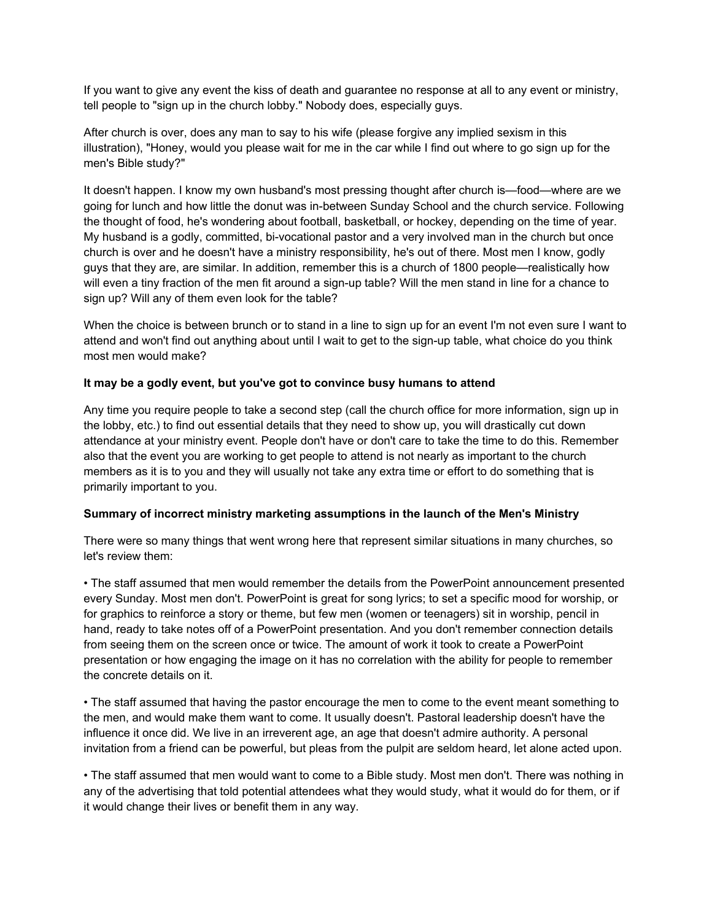If you want to give any event the kiss of death and guarantee no response at all to any event or ministry, tell people to "sign up in the church lobby." Nobody does, especially guys.

After church is over, does any man to say to his wife (please forgive any implied sexism in this illustration), "Honey, would you please wait for me in the car while I find out where to go sign up for the men's Bible study?"

It doesn't happen. I know my own husband's most pressing thought after church is—food—where are we going for lunch and how little the donut was in-between Sunday School and the church service. Following the thought of food, he's wondering about football, basketball, or hockey, depending on the time of year. My husband is a godly, committed, bi-vocational pastor and a very involved man in the church but once church is over and he doesn't have a ministry responsibility, he's out of there. Most men I know, godly guys that they are, are similar. In addition, remember this is a church of 1800 people—realistically how will even a tiny fraction of the men fit around a sign-up table? Will the men stand in line for a chance to sign up? Will any of them even look for the table?

When the choice is between brunch or to stand in a line to sign up for an event I'm not even sure I want to attend and won't find out anything about until I wait to get to the sign-up table, what choice do you think most men would make?

**It may be a godly event, but you've got to convince busy humans to attend**

Any time you require people to take a second step (call the church office for more information, sign up in the lobby, etc.) to find out essential details that they need to show up, you will drastically cut down attendance at your ministry event. People don't have or don't care to take the time to do this. Remember also that the event you are working to get people to attend is not nearly as important to the church members as it is to you and they will usually not take any extra time or effort to do something that is primarily important to you.

**Summary of incorrect ministry marketing assumptions in the launch of the Men's Ministry**

There were so many things that went wrong here that represent similar situations in many churches, so let's review them:

• The staff assumed that men would remember the details from the PowerPoint announcement presented every Sunday. Most men don't. PowerPoint is great for song lyrics; to set a specific mood for worship, or for graphics to reinforce a story or theme, but few men (women or teenagers) sit in worship, pencil in hand, ready to take notes off of a PowerPoint presentation. And you don't remember connection details from seeing them on the screen once or twice. The amount of work it took to create a PowerPoint presentation or how engaging the image on it has no correlation with the ability for people to remember the concrete details on it.

• The staff assumed that having the pastor encourage the men to come to the event meant something to the men, and would make them want to come. It usually doesn't. Pastoral leadership doesn't have the influence it once did. We live in an irreverent age, an age that doesn't admire authority. A personal invitation from a friend can be powerful, but pleas from the pulpit are seldom heard, let alone acted upon.

• The staff assumed that men would want to come to a Bible study. Most men don't. There was nothing in any of the advertising that told potential attendees what they would study, what it would do for them, or if it would change their lives or benefit them in any way.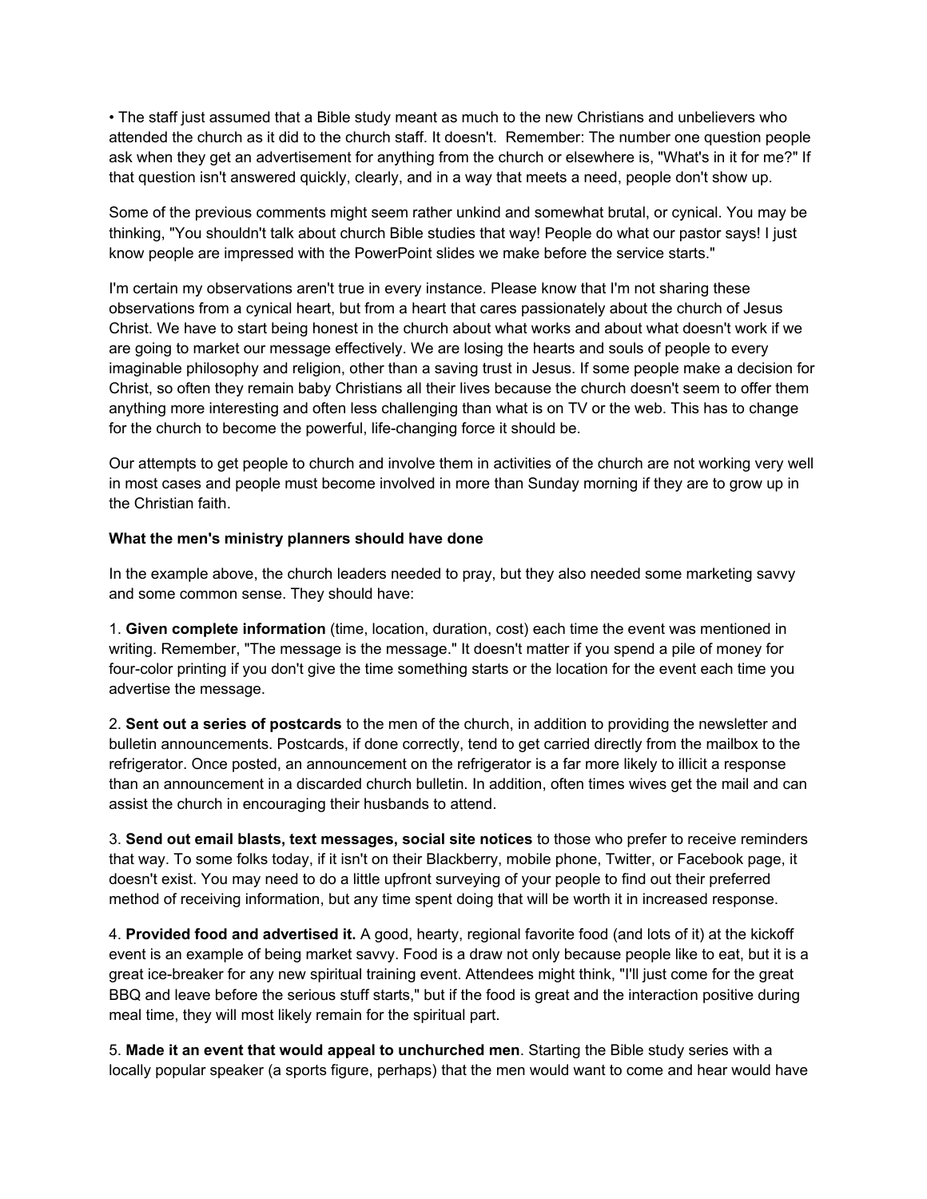• The staff just assumed that a Bible study meant as much to the new Christians and unbelievers who attended the church as it did to the church staff. It doesn't. Remember: The number one question people ask when they get an advertisement for anything from the church or elsewhere is, "What's in it for me?" If that question isn't answered quickly, clearly, and in a way that meets a need, people don't show up.

Some of the previous comments might seem rather unkind and somewhat brutal, or cynical. You may be thinking, "You shouldn't talk about church Bible studies that way! People do what our pastor says! I just know people are impressed with the PowerPoint slides we make before the service starts."

I'm certain my observations aren't true in every instance. Please know that I'm not sharing these observations from a cynical heart, but from a heart that cares passionately about the church of Jesus Christ. We have to start being honest in the church about what works and about what doesn't work if we are going to market our message effectively. We are losing the hearts and souls of people to every imaginable philosophy and religion, other than a saving trust in Jesus. If some people make a decision for Christ, so often they remain baby Christians all their lives because the church doesn't seem to offer them anything more interesting and often less challenging than what is on TV or the web. This has to change for the church to become the powerful, life-changing force it should be.

Our attempts to get people to church and involve them in activities of the church are not working very well in most cases and people must become involved in more than Sunday morning if they are to grow up in the Christian faith.

**What the men's ministry planners should have done**

In the example above, the church leaders needed to pray, but they also needed some marketing savvy and some common sense. They should have:

1. **Given complete information** (time, location, duration, cost) each time the event was mentioned in writing. Remember, "The message is the message." It doesn't matter if you spend a pile of money for four-color printing if you don't give the time something starts or the location for the event each time you advertise the message.

2. **Sent out a series of postcards** to the men of the church, in addition to providing the newsletter and bulletin announcements. Postcards, if done correctly, tend to get carried directly from the mailbox to the refrigerator. Once posted, an announcement on the refrigerator is a far more likely to illicit a response than an announcement in a discarded church bulletin. In addition, often times wives get the mail and can assist the church in encouraging their husbands to attend.

3. **Send out email blasts, text messages, social site notices** to those who prefer to receive reminders that way. To some folks today, if it isn't on their Blackberry, mobile phone, Twitter, or Facebook page, it doesn't exist. You may need to do a little upfront surveying of your people to find out their preferred method of receiving information, but any time spent doing that will be worth it in increased response.

4. **Provided food and advertised it.** A good, hearty, regional favorite food (and lots of it) at the kickoff event is an example of being market savvy. Food is a draw not only because people like to eat, but it is a great ice-breaker for any new spiritual training event. Attendees might think, "I'll just come for the great BBQ and leave before the serious stuff starts," but if the food is great and the interaction positive during meal time, they will most likely remain for the spiritual part.

5. **Made it an event that would appeal to unchurched men**. Starting the Bible study series with a locally popular speaker (a sports figure, perhaps) that the men would want to come and hear would have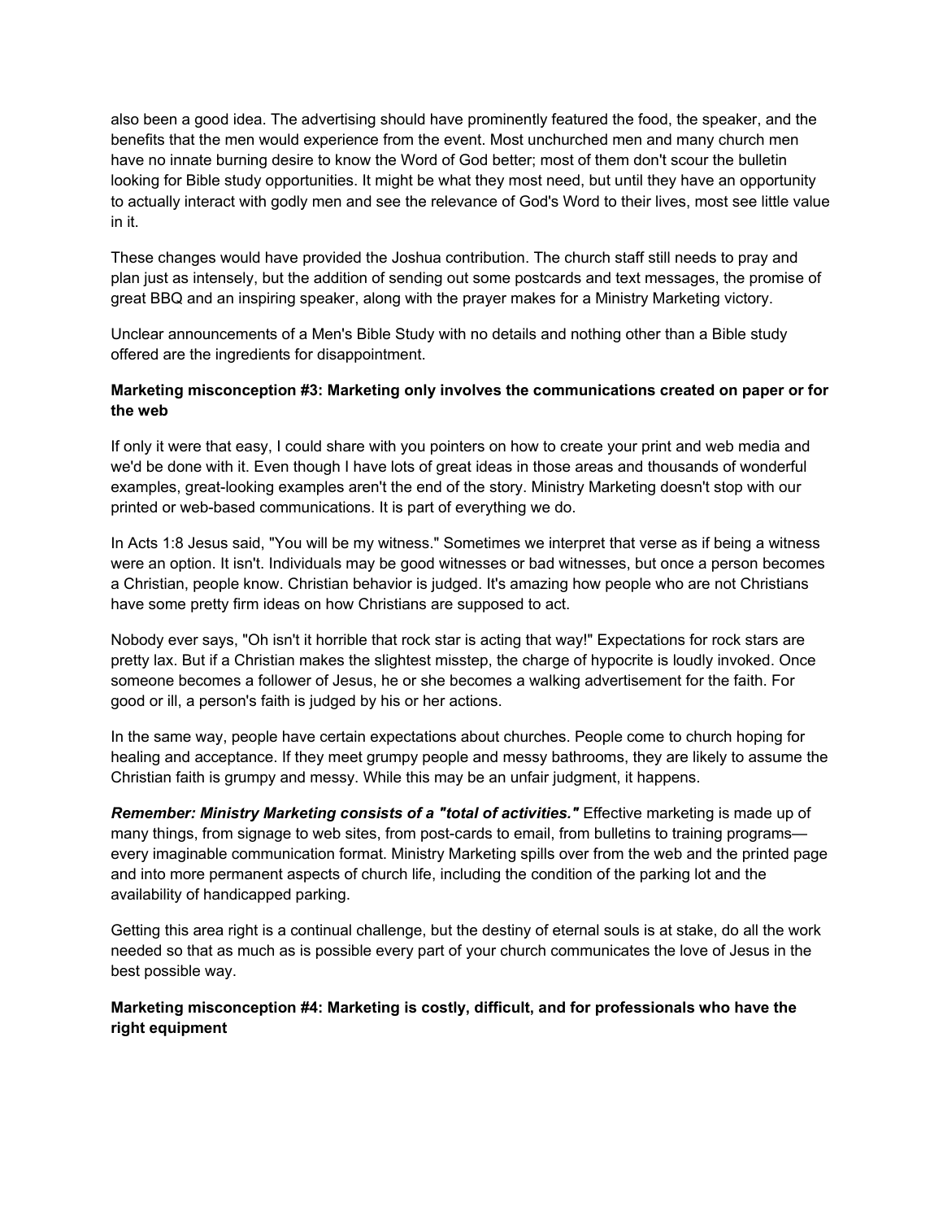also been a good idea. The advertising should have prominently featured the food, the speaker, and the benefits that the men would experience from the event. Most unchurched men and many church men have no innate burning desire to know the Word of God better; most of them don't scour the bulletin looking for Bible study opportunities. It might be what they most need, but until they have an opportunity to actually interact with godly men and see the relevance of God's Word to their lives, most see little value in it.

These changes would have provided the Joshua contribution. The church staff still needs to pray and plan just as intensely, but the addition of sending out some postcards and text messages, the promise of great BBQ and an inspiring speaker, along with the prayer makes for a Ministry Marketing victory.

Unclear announcements of a Men's Bible Study with no details and nothing other than a Bible study offered are the ingredients for disappointment.

**Marketing misconception #3: Marketing only involves the communications created on paper or for the web**

If only it were that easy, I could share with you pointers on how to create your print and web media and we'd be done with it. Even though I have lots of great ideas in those areas and thousands of wonderful examples, great-looking examples aren't the end of the story. Ministry Marketing doesn't stop with our printed or web-based communications. It is part of everything we do.

In Acts 1:8 Jesus said, "You will be my witness." Sometimes we interpret that verse as if being a witness were an option. It isn't. Individuals may be good witnesses or bad witnesses, but once a person becomes a Christian, people know. Christian behavior is judged. It's amazing how people who are not Christians have some pretty firm ideas on how Christians are supposed to act.

Nobody ever says, "Oh isn't it horrible that rock star is acting that way!" Expectations for rock stars are pretty lax. But if a Christian makes the slightest misstep, the charge of hypocrite is loudly invoked. Once someone becomes a follower of Jesus, he or she becomes a walking advertisement for the faith. For good or ill, a person's faith is judged by his or her actions.

In the same way, people have certain expectations about churches. People come to church hoping for healing and acceptance. If they meet grumpy people and messy bathrooms, they are likely to assume the Christian faith is grumpy and messy. While this may be an unfair judgment, it happens.

***Remember: Ministry Marketing consists of a "total of activities."*** Effective marketing is made up of many things, from signage to web sites, from post-cards to email, from bulletins to training programs—every imaginable communication format. Ministry Marketing spills over from the web and the printed page and into more permanent aspects of church life, including the condition of the parking lot and the availability of handicapped parking.

Getting this area right is a continual challenge, but the destiny of eternal souls is at stake, do all the work needed so that as much as is possible every part of your church communicates the love of Jesus in the best possible way.

**Marketing misconception #4: Marketing is costly, difficult, and for professionals who have the right equipment**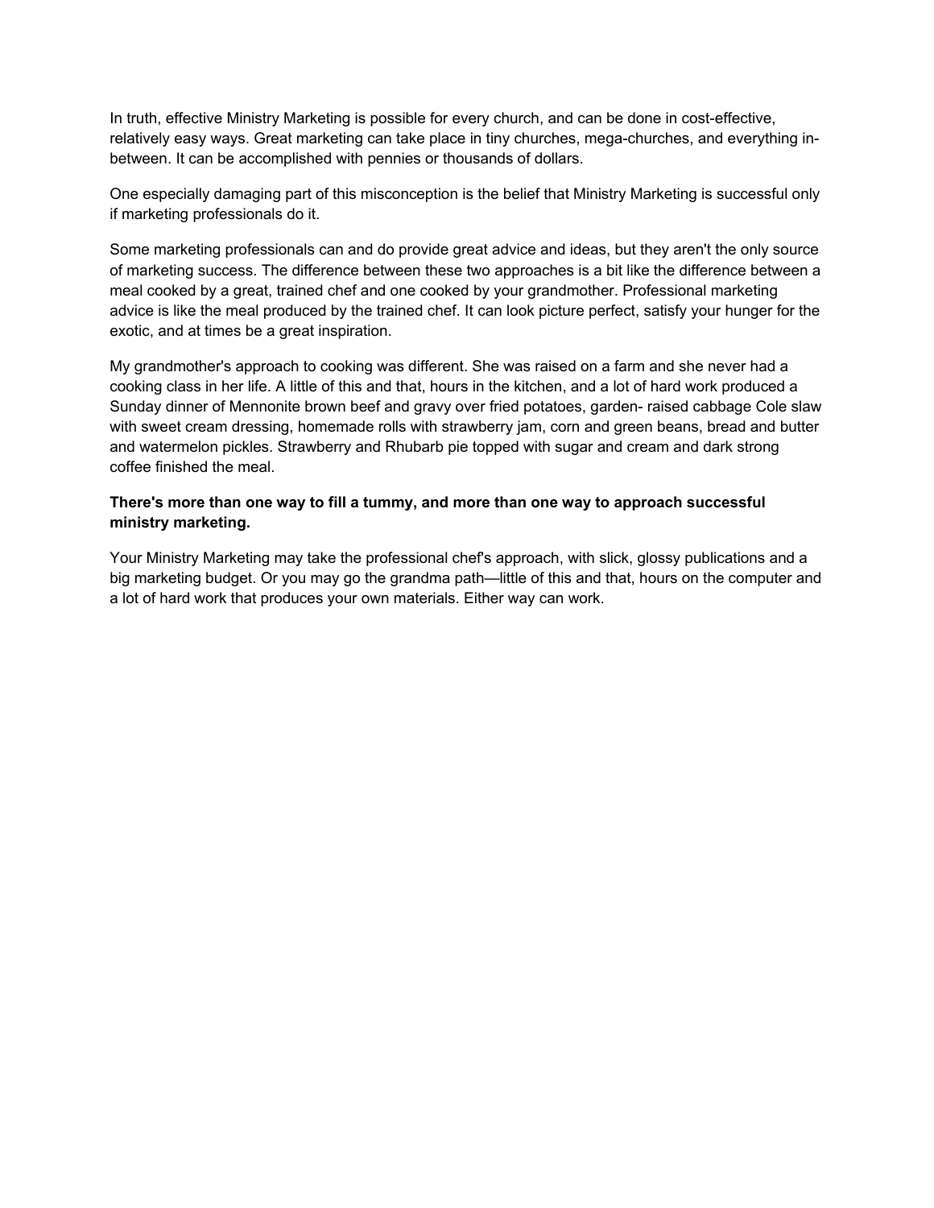In truth, effective Ministry Marketing is possible for every church, and can be done in cost-effective, relatively easy ways. Great marketing can take place in tiny churches, mega-churches, and everything in-between. It can be accomplished with pennies or thousands of dollars.

One especially damaging part of this misconception is the belief that Ministry Marketing is successful only if marketing professionals do it.

Some marketing professionals can and do provide great advice and ideas, but they aren't the only source of marketing success. The difference between these two approaches is a bit like the difference between a meal cooked by a great, trained chef and one cooked by your grandmother. Professional marketing advice is like the meal produced by the trained chef. It can look picture perfect, satisfy your hunger for the exotic, and at times be a great inspiration.

My grandmother's approach to cooking was different. She was raised on a farm and she never had a cooking class in her life. A little of this and that, hours in the kitchen, and a lot of hard work produced a Sunday dinner of Mennonite brown beef and gravy over fried potatoes, garden- raised cabbage Cole slaw with sweet cream dressing, homemade rolls with strawberry jam, corn and green beans, bread and butter and watermelon pickles. Strawberry and Rhubarb pie topped with sugar and cream and dark strong coffee finished the meal.

**There's more than one way to fill a tummy, and more than one way to approach successful ministry marketing.**

Your Ministry Marketing may take the professional chef's approach, with slick, glossy publications and a big marketing budget. Or you may go the grandma path—little of this and that, hours on the computer and a lot of hard work that produces your own materials. Either way can work.